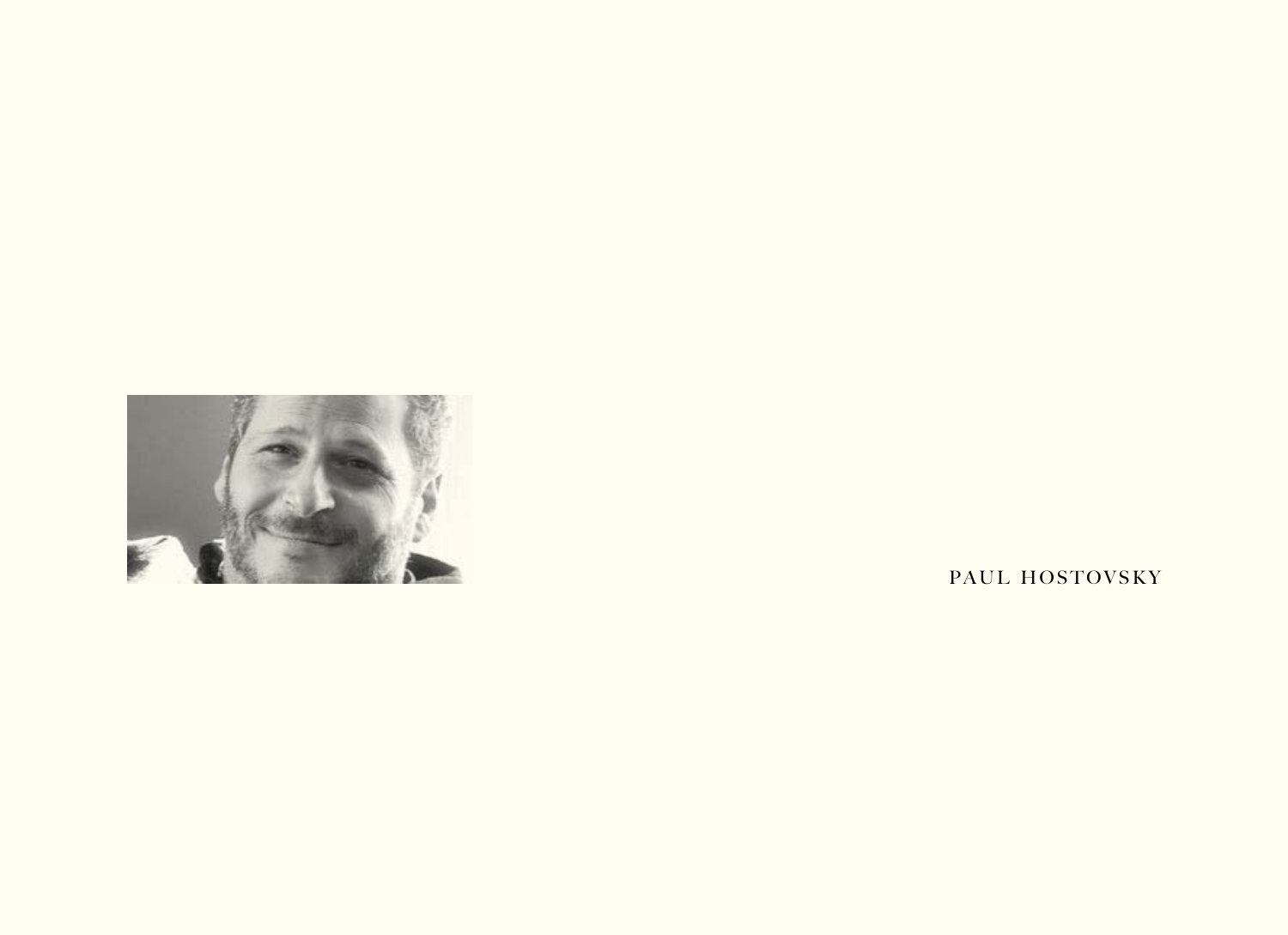PAUL HOSTOVSKY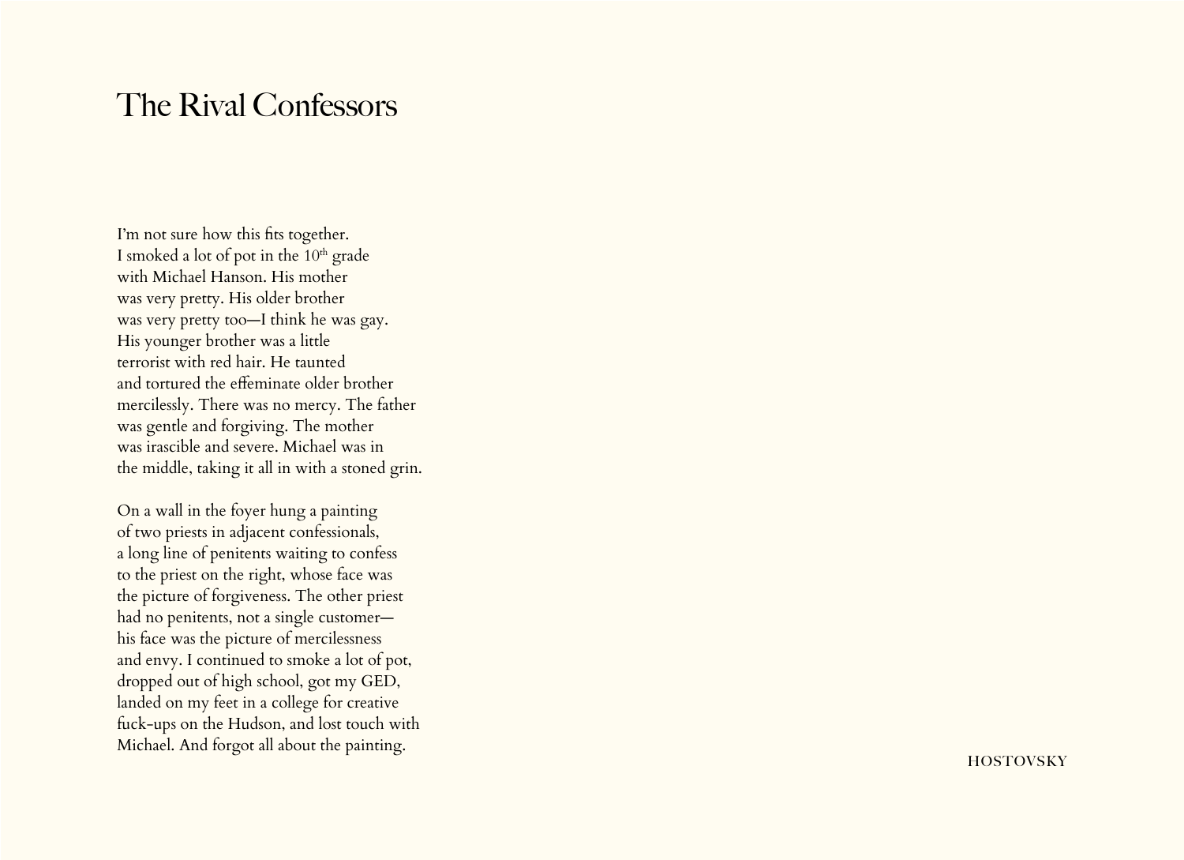# The Rival Confessors

I'm not sure how this fits together.  
I smoked a lot of pot in the 10th grade  
with Michael Hanson. His mother  
was very pretty. His older brother  
was very pretty too—I think he was gay.  
His younger brother was a little  
terrorist with red hair. He taunted  
and tortured the effeminate older brother  
mercilessly. There was no mercy. The father  
was gentle and forgiving. The mother  
was irascible and severe. Michael was in  
the middle, taking it all in with a stoned grin.

On a wall in the foyer hung a painting  
of two priests in adjacent confessionals,  
a long line of penitents waiting to confess  
to the priest on the right, whose face was  
the picture of forgiveness. The other priest  
had no penitents, not a single customer—  
his face was the picture of mercilessness  
and envy. I continued to smoke a lot of pot,  
dropped out of high school, got my GED,  
landed on my feet in a college for creative  
fuck-ups on the Hudson, and lost touch with  
Michael. And forgot all about the painting.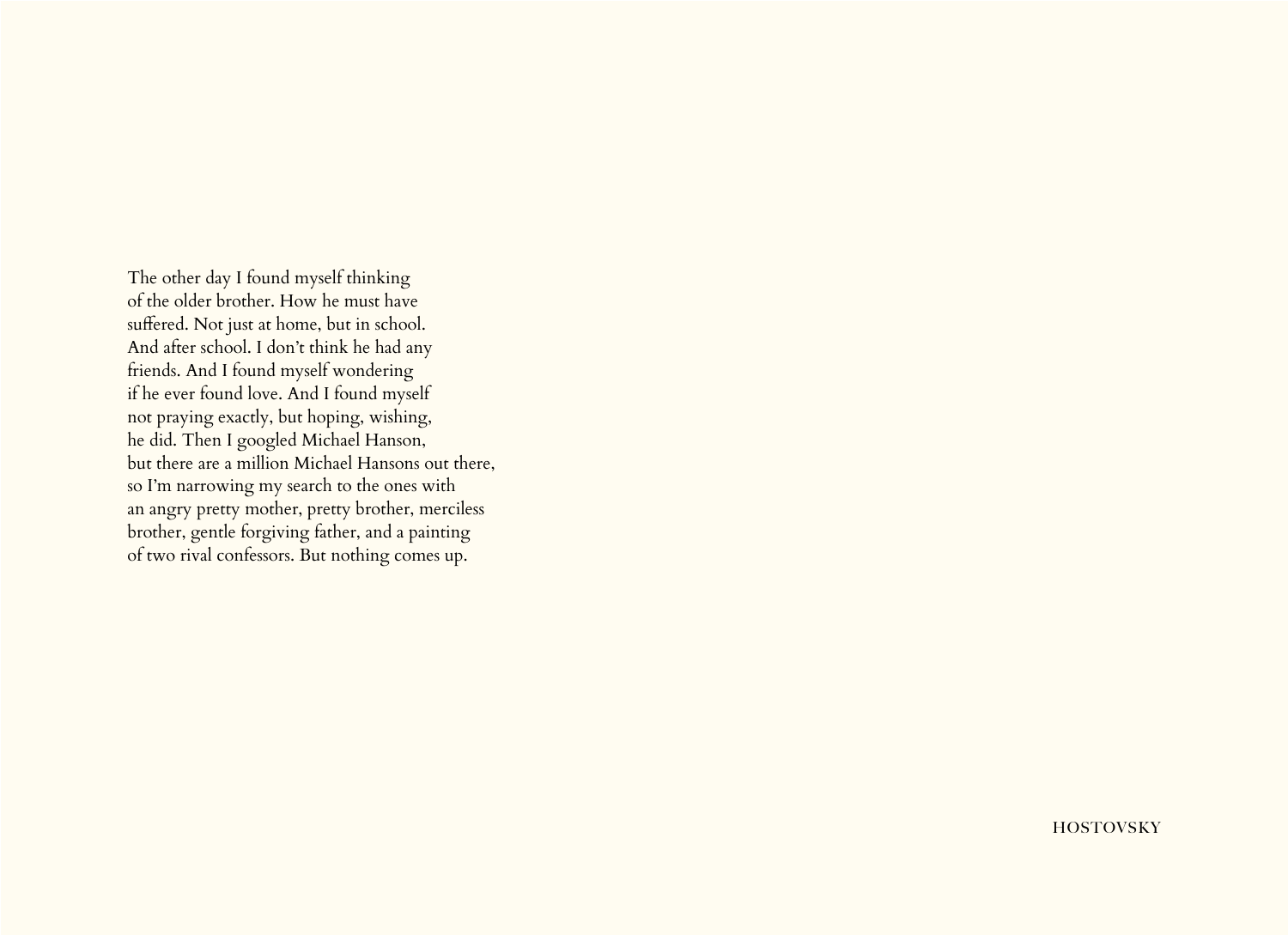The other day I found myself thinking
of the older brother. How he must have
suffered. Not just at home, but in school.
And after school. I don't think he had any
friends. And I found myself wondering
if he ever found love. And I found myself
not praying exactly, but hoping, wishing,
he did. Then I googled Michael Hanson,
but there are a million Michael Hansons out there,
so I'm narrowing my search to the ones with
an angry pretty mother, pretty brother, merciless
brother, gentle forgiving father, and a painting
of two rival confessors. But nothing comes up.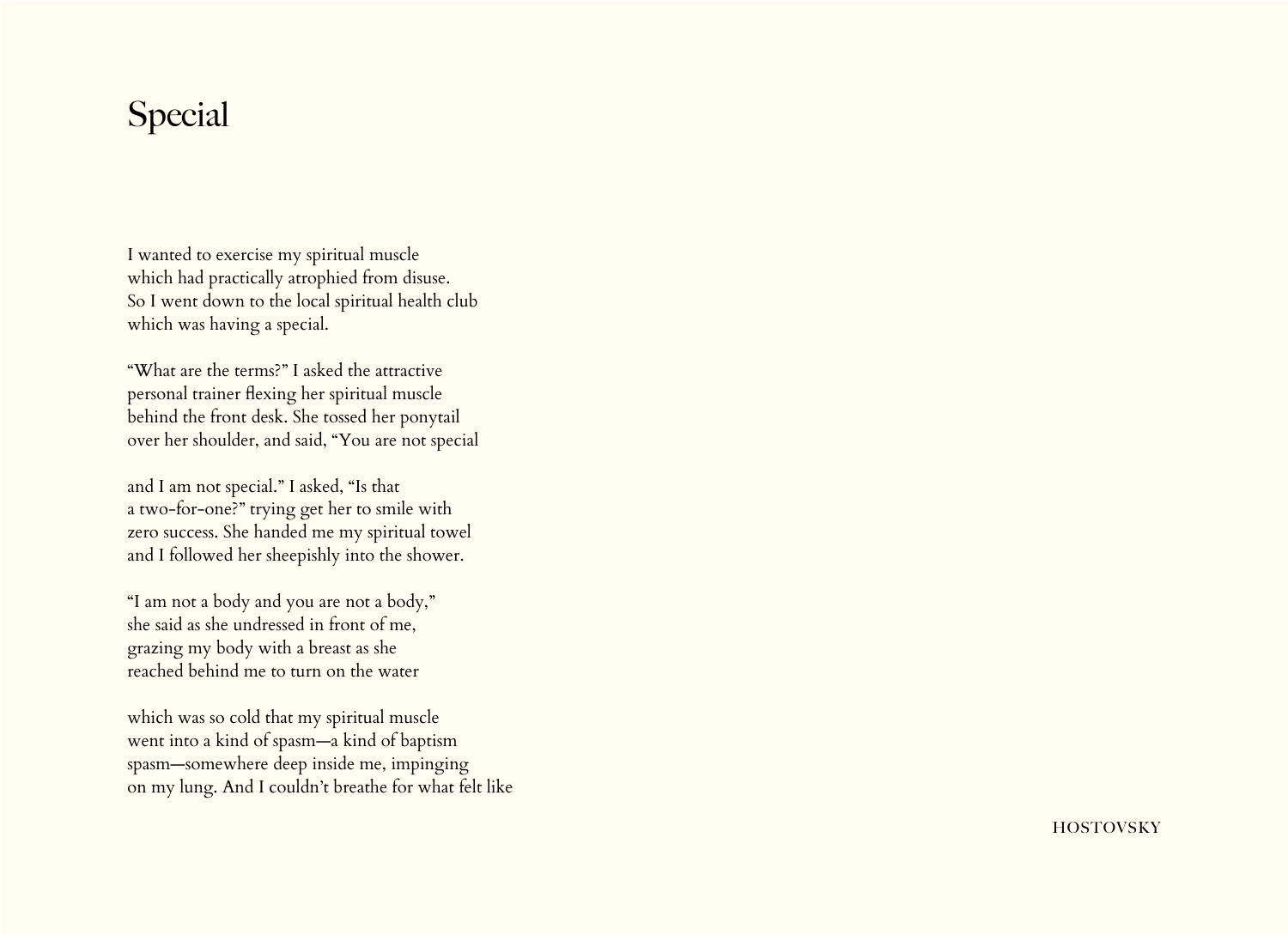# Special

I wanted to exercise my spiritual muscle
which had practically atrophied from disuse.
So I went down to the local spiritual health club
which was having a special.

"What are the terms?" I asked the attractive
personal trainer flexing her spiritual muscle
behind the front desk. She tossed her ponytail
over her shoulder, and said, "You are not special

and I am not special." I asked, "Is that
a two-for-one?" trying get her to smile with
zero success. She handed me my spiritual towel
and I followed her sheepishly into the shower.

"I am not a body and you are not a body,"
she said as she undressed in front of me,
grazing my body with a breast as she
reached behind me to turn on the water

which was so cold that my spiritual muscle
went into a kind of spasm—a kind of baptism
spasm—somewhere deep inside me, impinging
on my lung. And I couldn't breathe for what felt like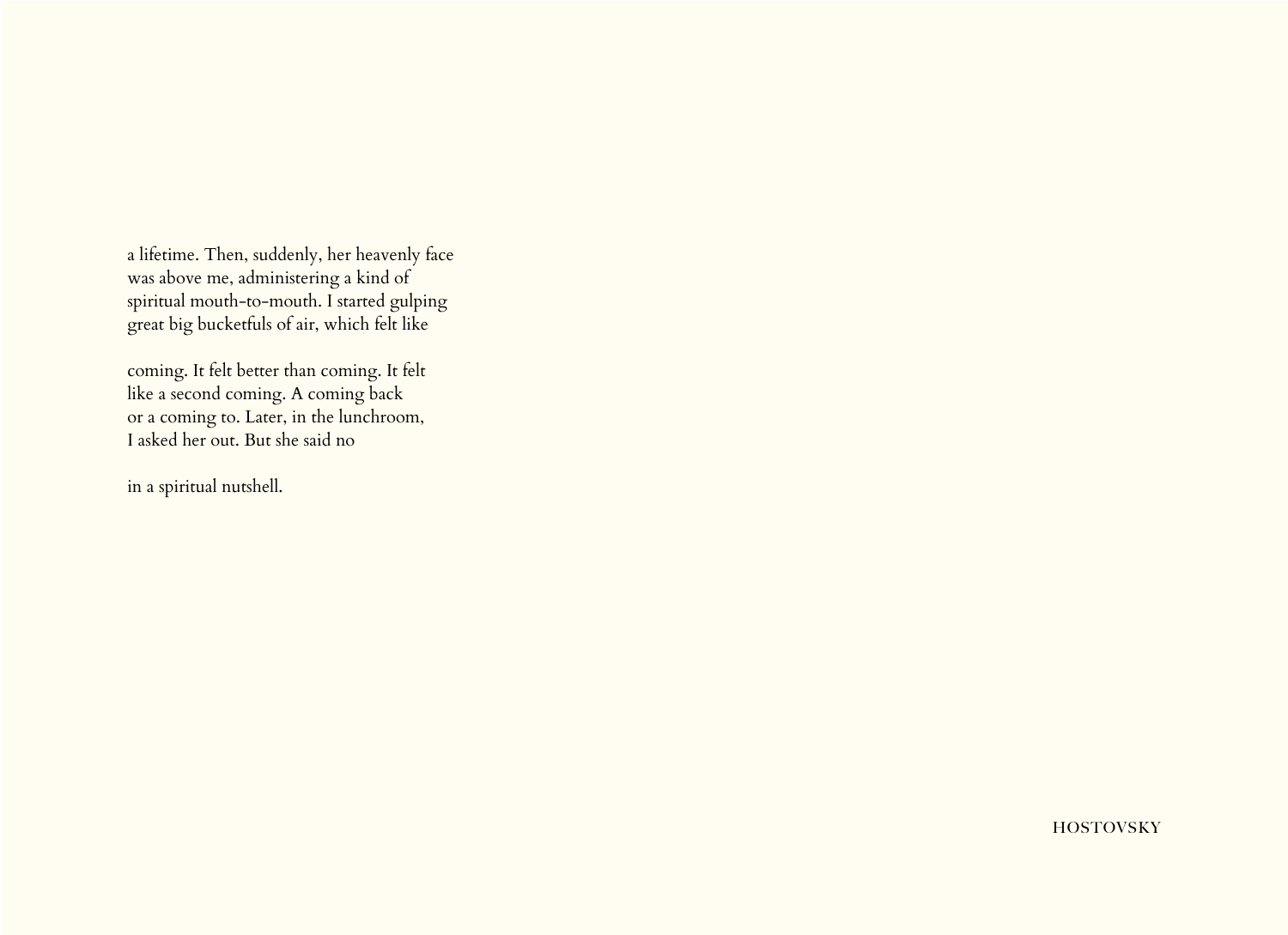a lifetime. Then, suddenly, her heavenly face
was above me, administering a kind of
spiritual mouth-to-mouth. I started gulping
great big bucketfuls of air, which felt like

coming. It felt better than coming. It felt
like a second coming. A coming back
or a coming to. Later, in the lunchroom,
I asked her out. But she said no

in a spiritual nutshell.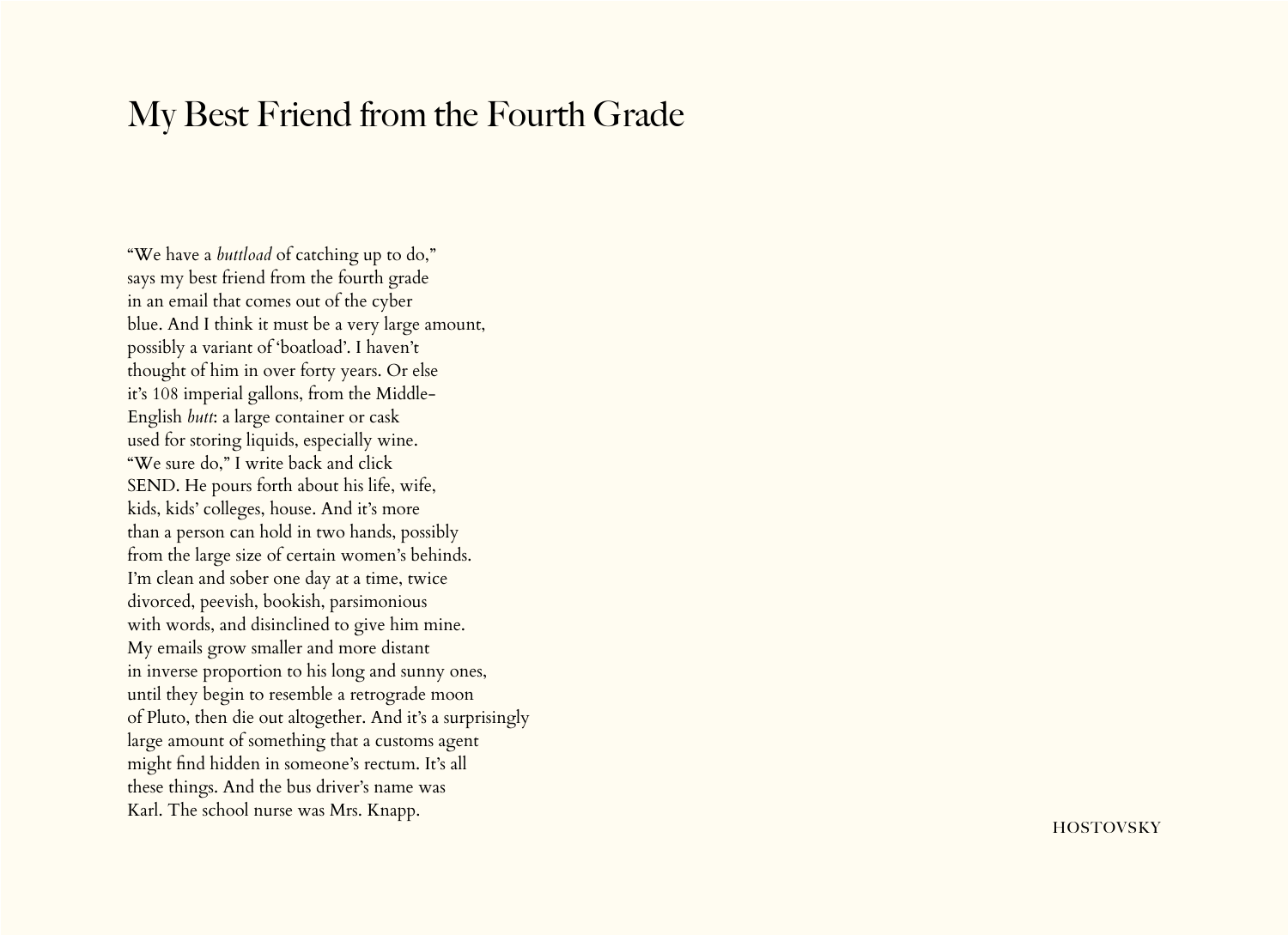# My Best Friend from the Fourth Grade

"We have a *buttload* of catching up to do,"  
says my best friend from the fourth grade  
in an email that comes out of the cyber  
blue. And I think it must be a very large amount,  
possibly a variant of 'boatload'. I haven't  
thought of him in over forty years. Or else  
it's 108 imperial gallons, from the Middle-  
English *butt*: a large container or cask  
used for storing liquids, especially wine.  
"We sure do," I write back and click  
SEND. He pours forth about his life, wife,  
kids, kids' colleges, house. And it's more  
than a person can hold in two hands, possibly  
from the large size of certain women's behinds.  
I'm clean and sober one day at a time, twice  
divorced, peevish, bookish, parsimonious  
with words, and disinclined to give him mine.  
My emails grow smaller and more distant  
in inverse proportion to his long and sunny ones,  
until they begin to resemble a retrograde moon  
of Pluto, then die out altogether. And it's a surprisingly  
large amount of something that a customs agent  
might find hidden in someone's rectum. It's all  
these things. And the bus driver's name was  
Karl. The school nurse was Mrs. Knapp.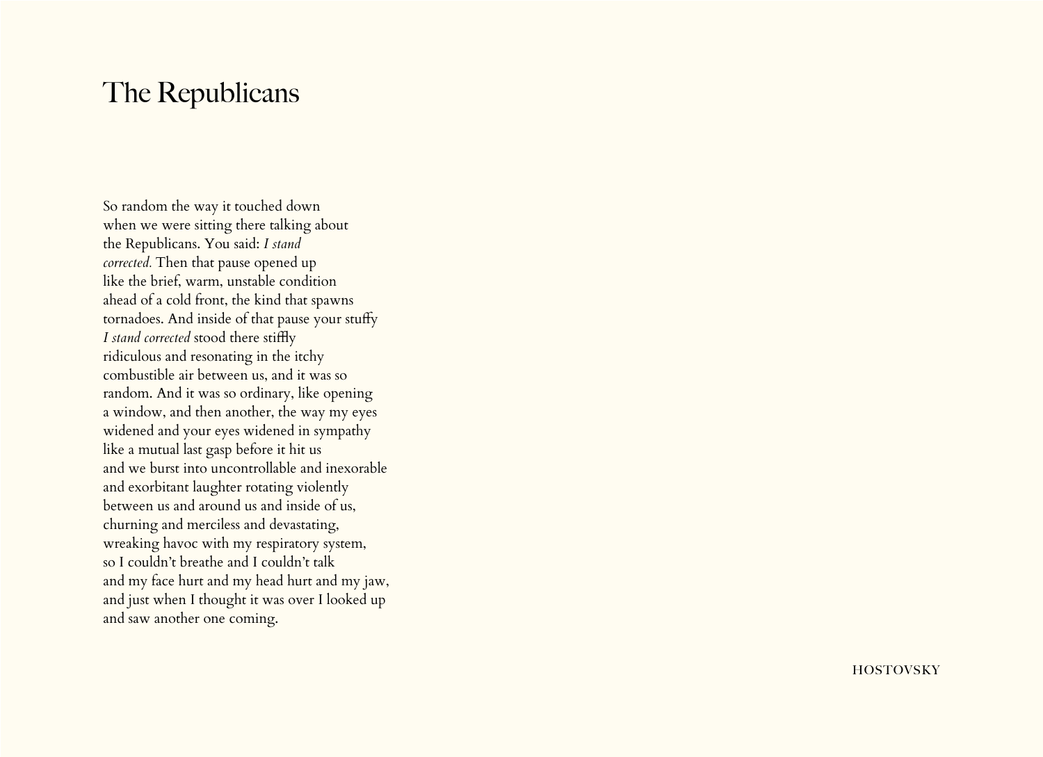# The Republicans

So random the way it touched down  
when we were sitting there talking about  
the Republicans. You said: *I stand*  
*corrected.* Then that pause opened up  
like the brief, warm, unstable condition  
ahead of a cold front, the kind that spawns  
tornadoes. And inside of that pause your stuffy  
*I stand corrected* stood there stiffly  
ridiculous and resonating in the itchy  
combustible air between us, and it was so  
random. And it was so ordinary, like opening  
a window, and then another, the way my eyes  
widened and your eyes widened in sympathy  
like a mutual last gasp before it hit us  
and we burst into uncontrollable and inexorable  
and exorbitant laughter rotating violently  
between us and around us and inside of us,  
churning and merciless and devastating,  
wreaking havoc with my respiratory system,  
so I couldn't breathe and I couldn't talk  
and my face hurt and my head hurt and my jaw,  
and just when I thought it was over I looked up  
and saw another one coming.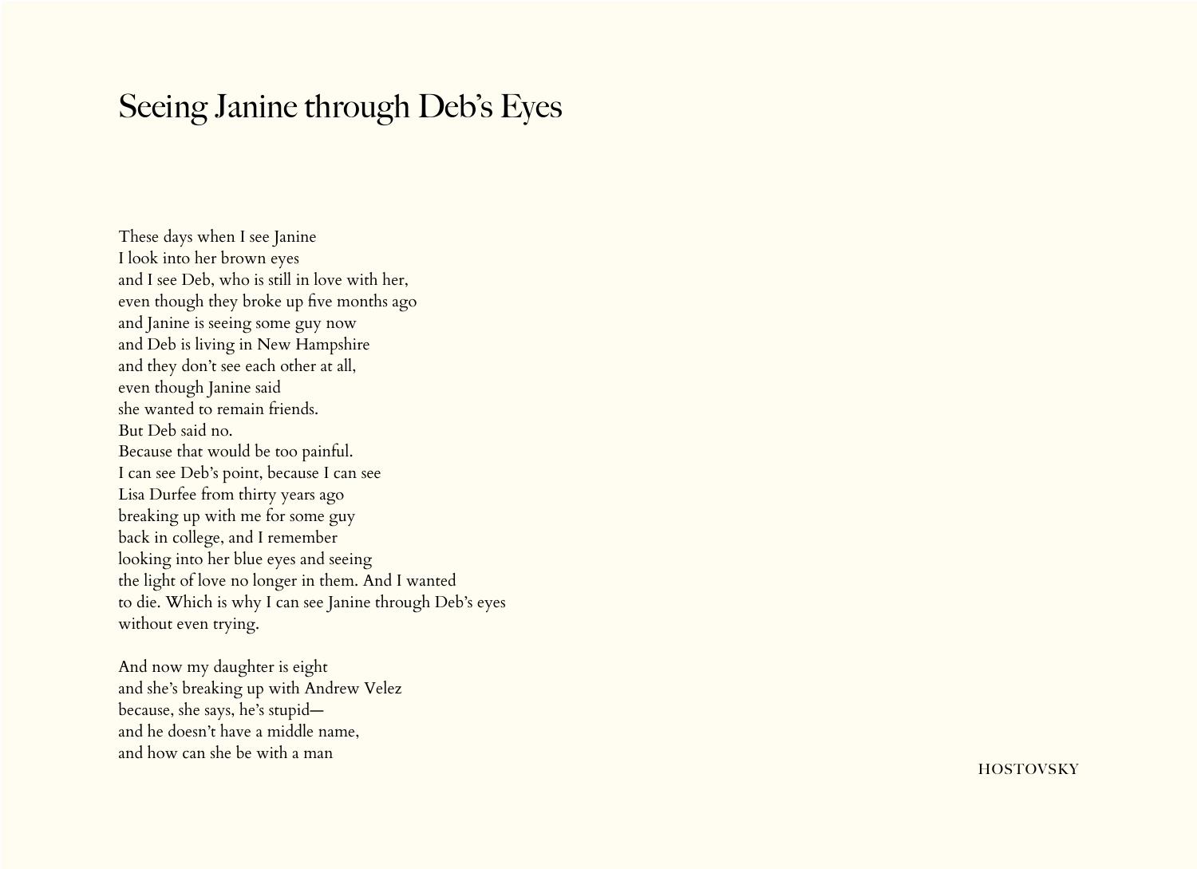# Seeing Janine through Deb's Eyes

These days when I see Janine
I look into her brown eyes
and I see Deb, who is still in love with her,
even though they broke up five months ago
and Janine is seeing some guy now
and Deb is living in New Hampshire
and they don't see each other at all,
even though Janine said
she wanted to remain friends.
But Deb said no.
Because that would be too painful.
I can see Deb's point, because I can see
Lisa Durfee from thirty years ago
breaking up with me for some guy
back in college, and I remember
looking into her blue eyes and seeing
the light of love no longer in them. And I wanted
to die. Which is why I can see Janine through Deb's eyes
without even trying.

And now my daughter is eight
and she's breaking up with Andrew Velez
because, she says, he's stupid—
and he doesn't have a middle name,
and how can she be with a man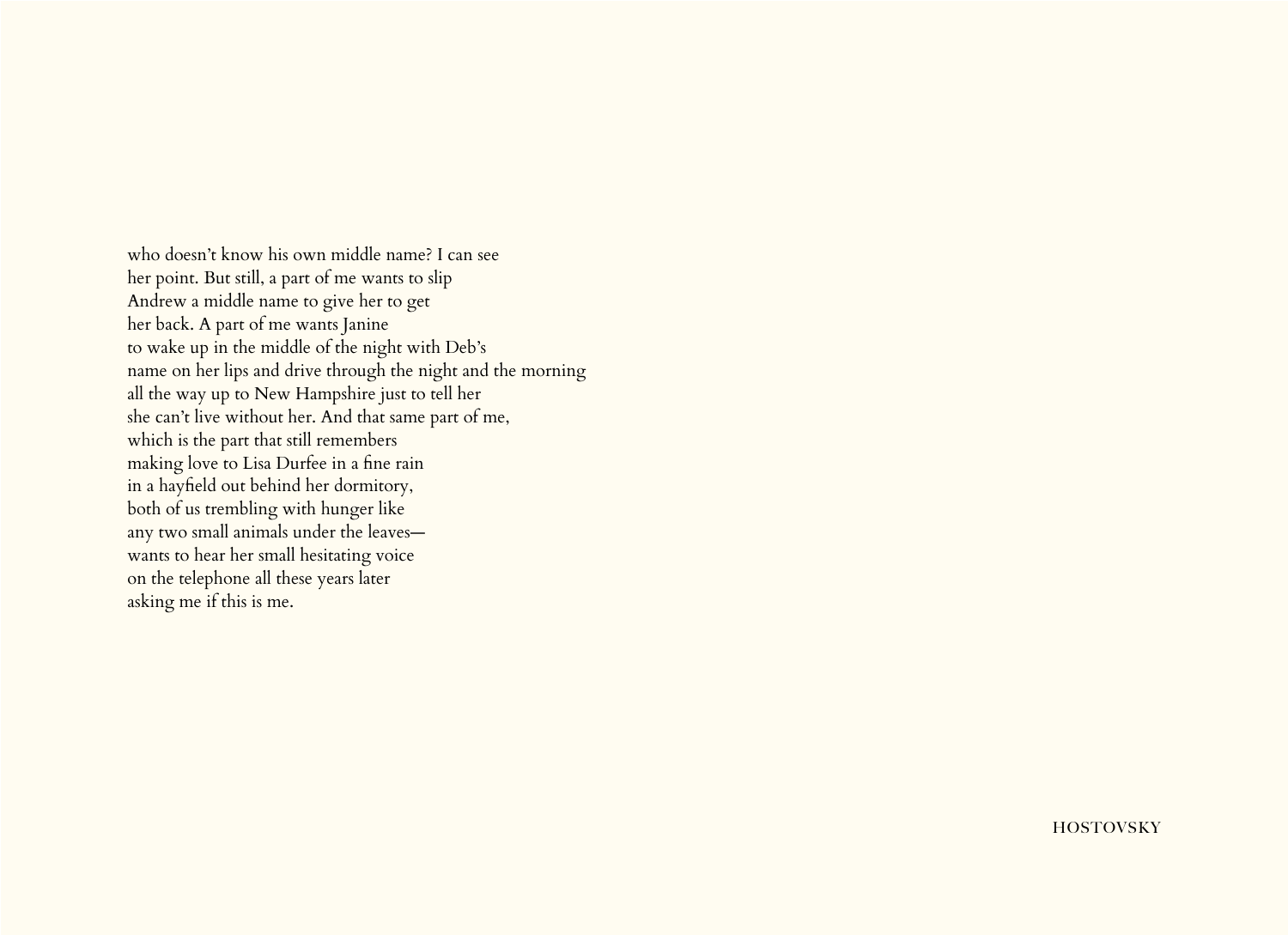who doesn't know his own middle name? I can see
her point. But still, a part of me wants to slip
Andrew a middle name to give her to get
her back. A part of me wants Janine
to wake up in the middle of the night with Deb's
name on her lips and drive through the night and the morning
all the way up to New Hampshire just to tell her
she can't live without her. And that same part of me,
which is the part that still remembers
making love to Lisa Durfee in a fine rain
in a hayfield out behind her dormitory,
both of us trembling with hunger like
any two small animals under the leaves—
wants to hear her small hesitating voice
on the telephone all these years later
asking me if this is me.